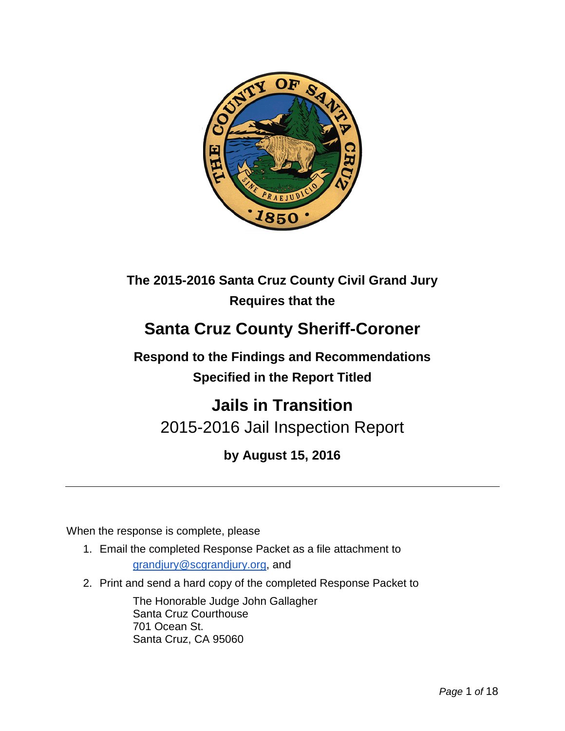**The 2015-2016 Santa Cruz County Civil Grand Jury**
**Requires that the**

# Santa Cruz County Sheriff-Coroner

**Respond to the Findings and Recommendations**
**Specified in the Report Titled**

# Jails in Transition

## 2015-2016 Jail Inspection Report

**by August 15, 2016**

---

When the response is complete, please

1. Email the completed Response Packet as a file attachment to grandjury@scgrandjury.org, and
2. Print and send a hard copy of the completed Response Packet to

   The Honorable Judge John Gallagher
   Santa Cruz Courthouse
   701 Ocean St.
   Santa Cruz, CA 95060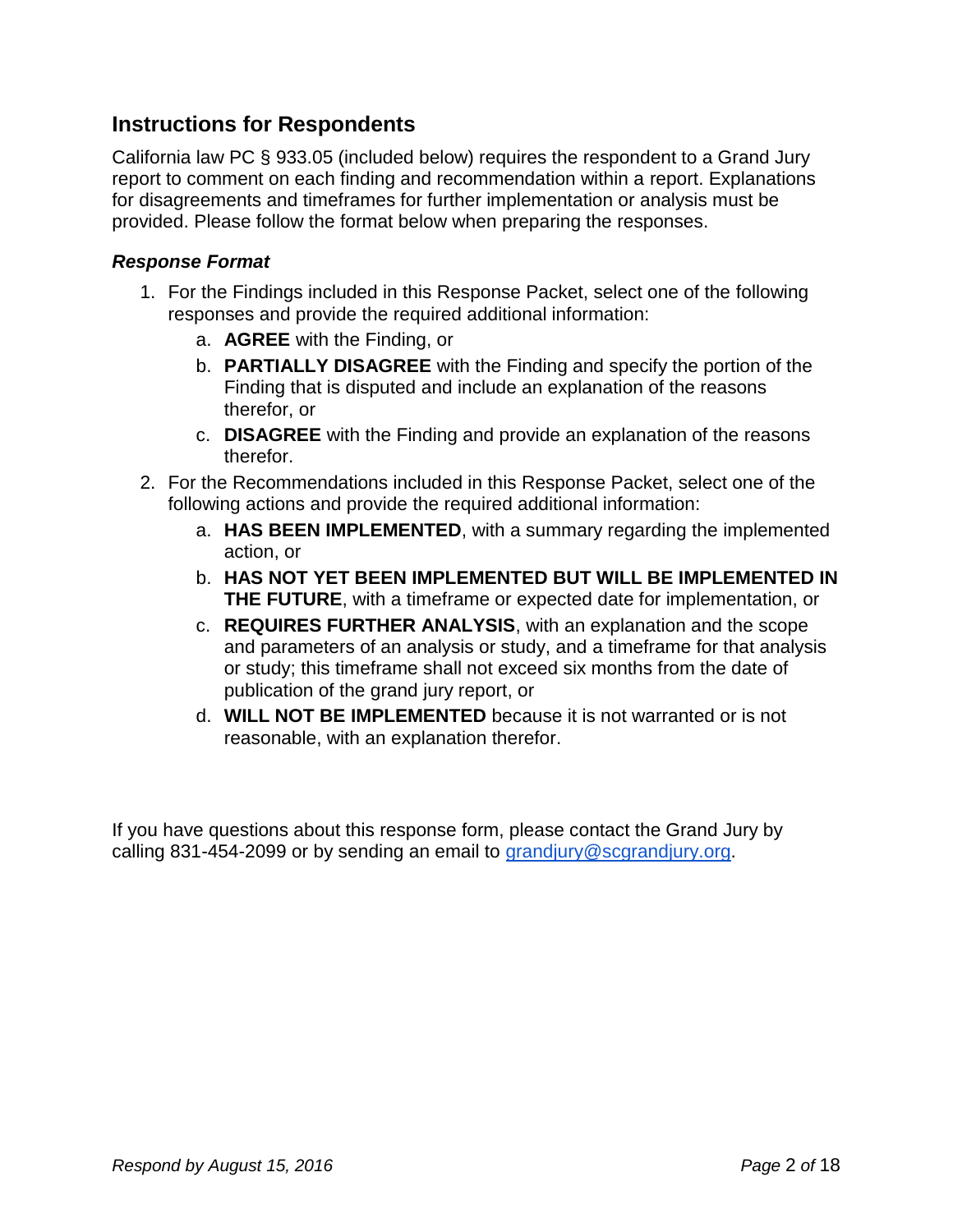## Instructions for Respondents

California law PC § 933.05 (included below) requires the respondent to a Grand Jury report to comment on each finding and recommendation within a report. Explanations for disagreements and timeframes for further implementation or analysis must be provided. Please follow the format below when preparing the responses.

### *Response Format*

1. For the Findings included in this Response Packet, select one of the following responses and provide the required additional information:
   a. **AGREE** with the Finding, or
   b. **PARTIALLY DISAGREE** with the Finding and specify the portion of the Finding that is disputed and include an explanation of the reasons therefor, or
   c. **DISAGREE** with the Finding and provide an explanation of the reasons therefor.
2. For the Recommendations included in this Response Packet, select one of the following actions and provide the required additional information:
   a. **HAS BEEN IMPLEMENTED**, with a summary regarding the implemented action, or
   b. **HAS NOT YET BEEN IMPLEMENTED BUT WILL BE IMPLEMENTED IN THE FUTURE**, with a timeframe or expected date for implementation, or
   c. **REQUIRES FURTHER ANALYSIS**, with an explanation and the scope and parameters of an analysis or study, and a timeframe for that analysis or study; this timeframe shall not exceed six months from the date of publication of the grand jury report, or
   d. **WILL NOT BE IMPLEMENTED** because it is not warranted or is not reasonable, with an explanation therefor.

If you have questions about this response form, please contact the Grand Jury by calling 831-454-2099 or by sending an email to grandjury@scgrandjury.org.

*Respond by August 15, 2016*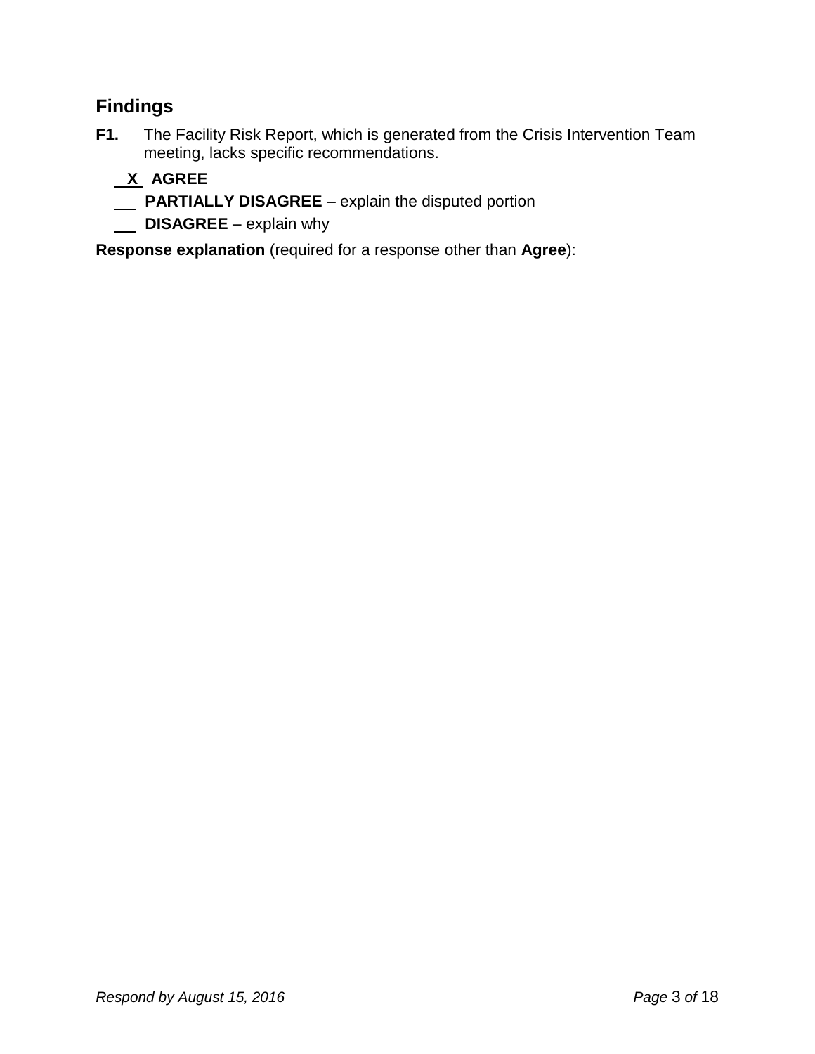## Findings

**F1.** The Facility Risk Report, which is generated from the Crisis Intervention Team meeting, lacks specific recommendations.

__X__ **AGREE**

___ **PARTIALLY DISAGREE** – explain the disputed portion

___ **DISAGREE** – explain why

**Response explanation** (required for a response other than **Agree**):

*Respond by August 15, 2016*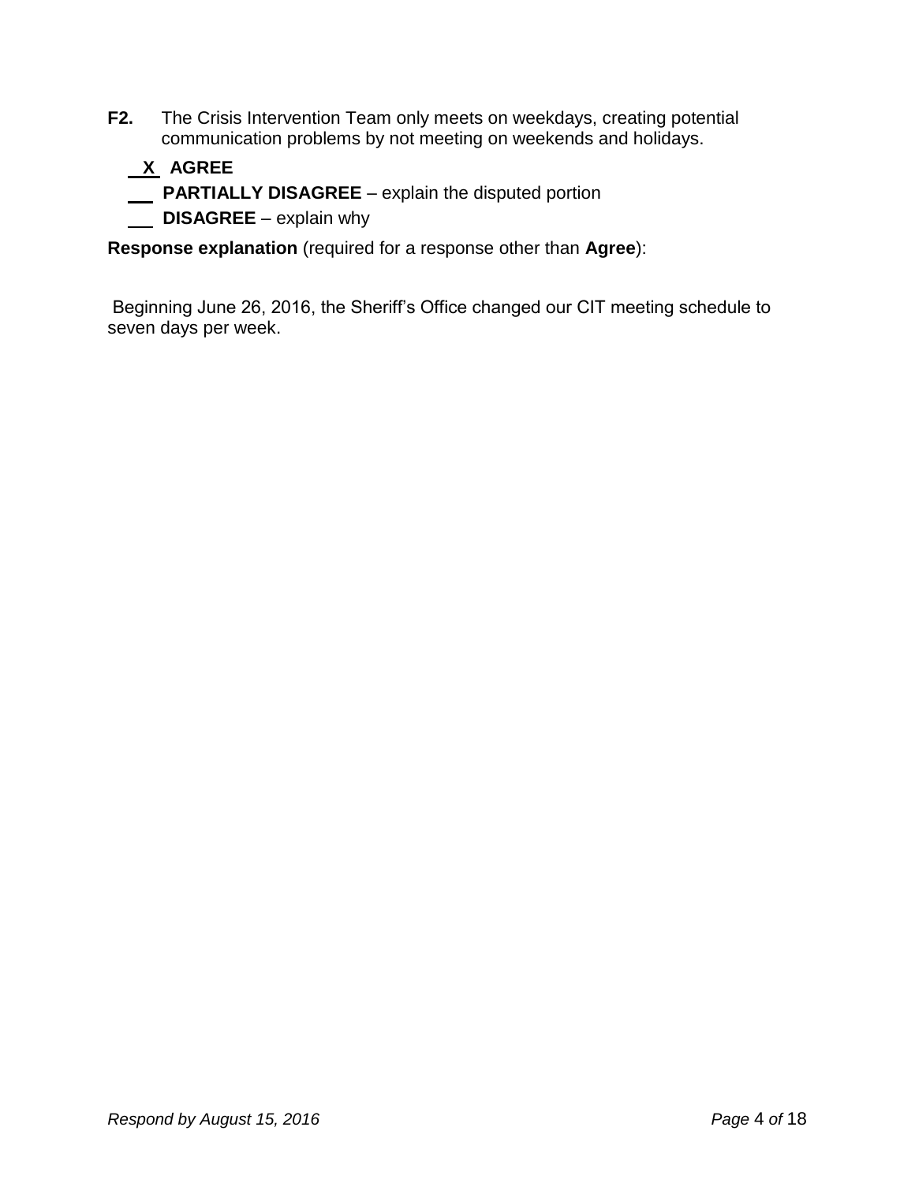**F2.** The Crisis Intervention Team only meets on weekdays, creating potential communication problems by not meeting on weekends and holidays.

__X__ **AGREE**

___ **PARTIALLY DISAGREE** – explain the disputed portion

___ **DISAGREE** – explain why

**Response explanation** (required for a response other than **Agree**):

Beginning June 26, 2016, the Sheriff's Office changed our CIT meeting schedule to seven days per week.

*Respond by August 15, 2016*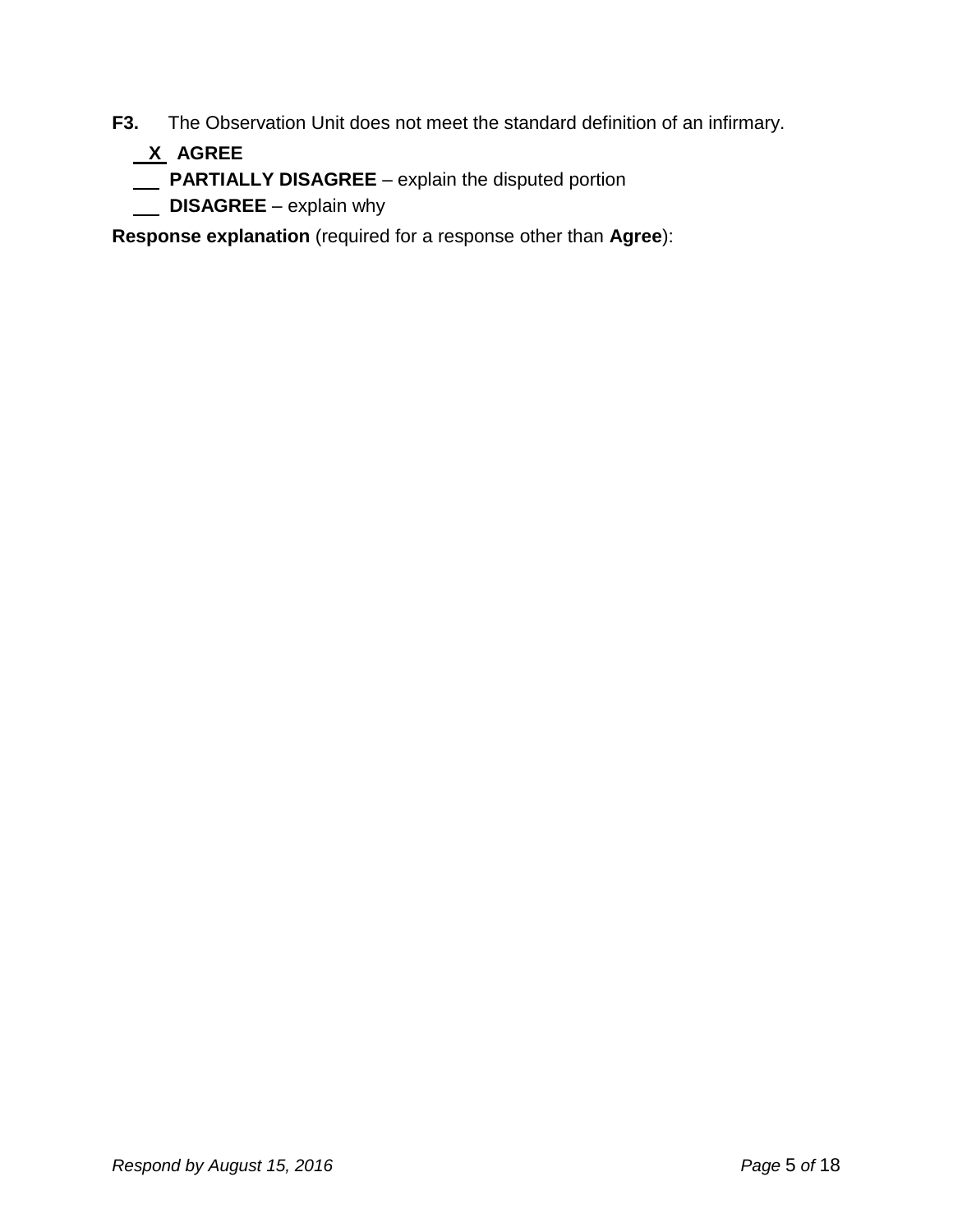**F3.** The Observation Unit does not meet the standard definition of an infirmary.

__X__ **AGREE**

___ **PARTIALLY DISAGREE** – explain the disputed portion

___ **DISAGREE** – explain why

**Response explanation** (required for a response other than **Agree**):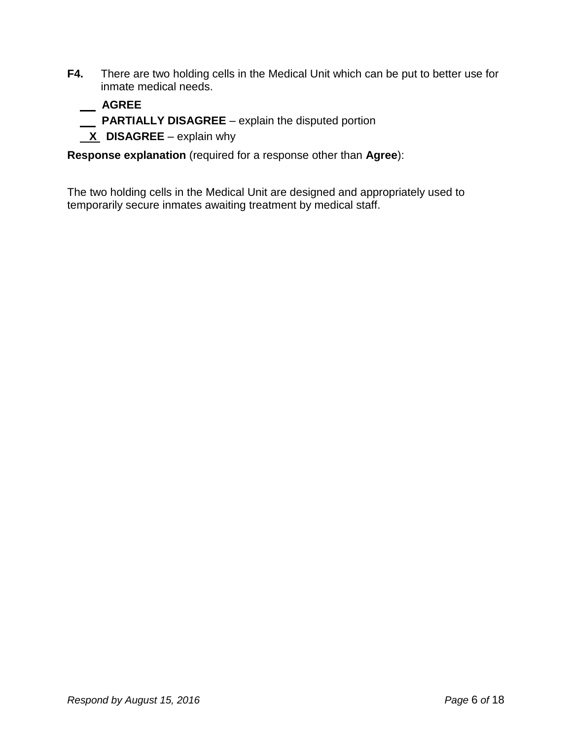**F4.** There are two holding cells in the Medical Unit which can be put to better use for inmate medical needs.

\_\_ **AGREE**

\_\_ **PARTIALLY DISAGREE** – explain the disputed portion

_X_ **DISAGREE** – explain why

**Response explanation** (required for a response other than **Agree**):

The two holding cells in the Medical Unit are designed and appropriately used to temporarily secure inmates awaiting treatment by medical staff.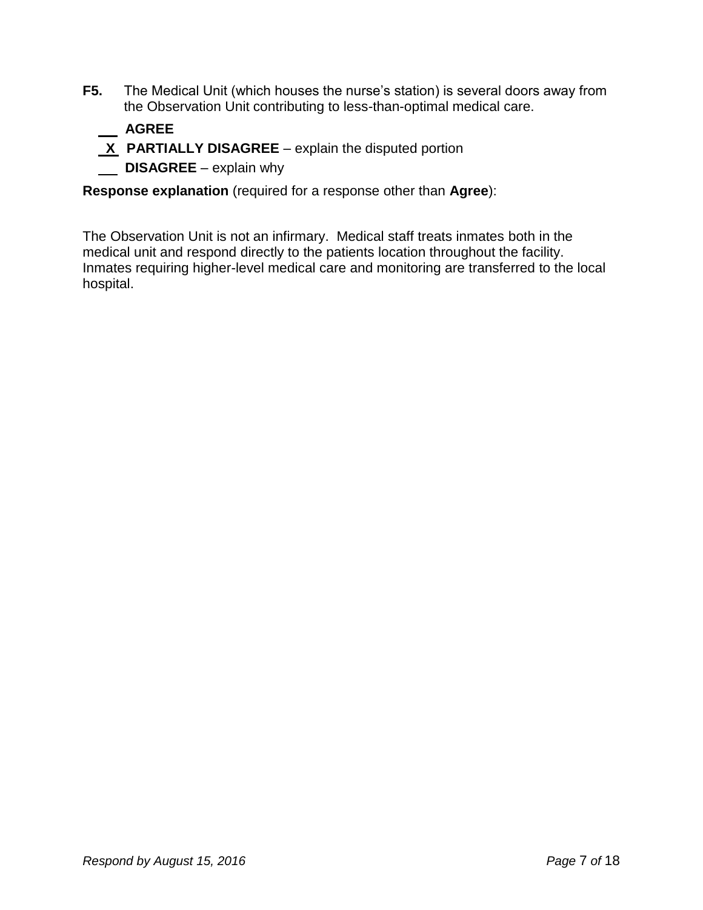**F5.** The Medical Unit (which houses the nurse's station) is several doors away from the Observation Unit contributing to less-than-optimal medical care.

\_\_\_ **AGREE**

_X_ **PARTIALLY DISAGREE** – explain the disputed portion

\_\_\_ **DISAGREE** – explain why

**Response explanation** (required for a response other than **Agree**):

The Observation Unit is not an infirmary. Medical staff treats inmates both in the medical unit and respond directly to the patients location throughout the facility. Inmates requiring higher-level medical care and monitoring are transferred to the local hospital.

*Respond by August 15, 2016*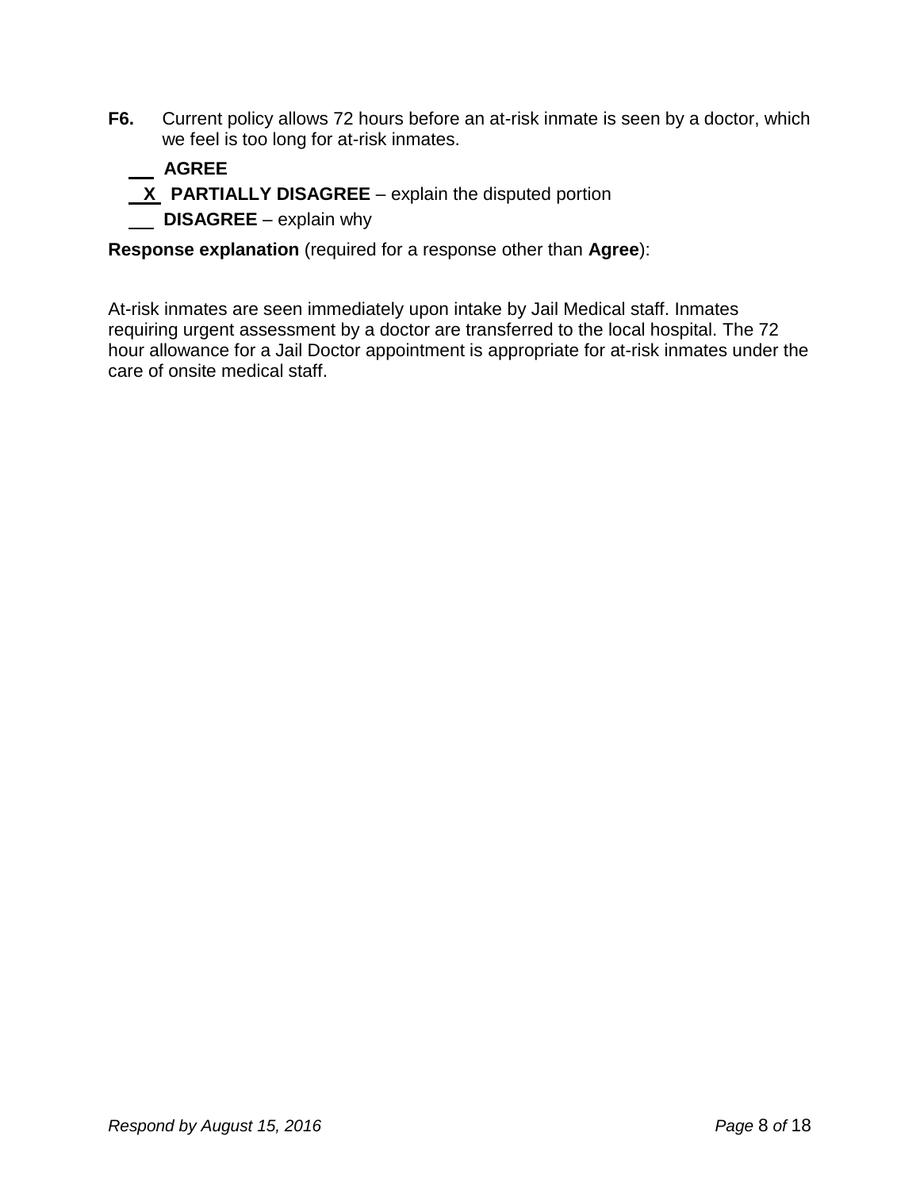**F6.** Current policy allows 72 hours before an at-risk inmate is seen by a doctor, which we feel is too long for at-risk inmates.

\_\_\_ **AGREE**

\_X\_ **PARTIALLY DISAGREE** – explain the disputed portion

\_\_\_ **DISAGREE** – explain why

**Response explanation** (required for a response other than **Agree**):

At-risk inmates are seen immediately upon intake by Jail Medical staff. Inmates requiring urgent assessment by a doctor are transferred to the local hospital. The 72 hour allowance for a Jail Doctor appointment is appropriate for at-risk inmates under the care of onsite medical staff.

*Respond by August 15, 2016*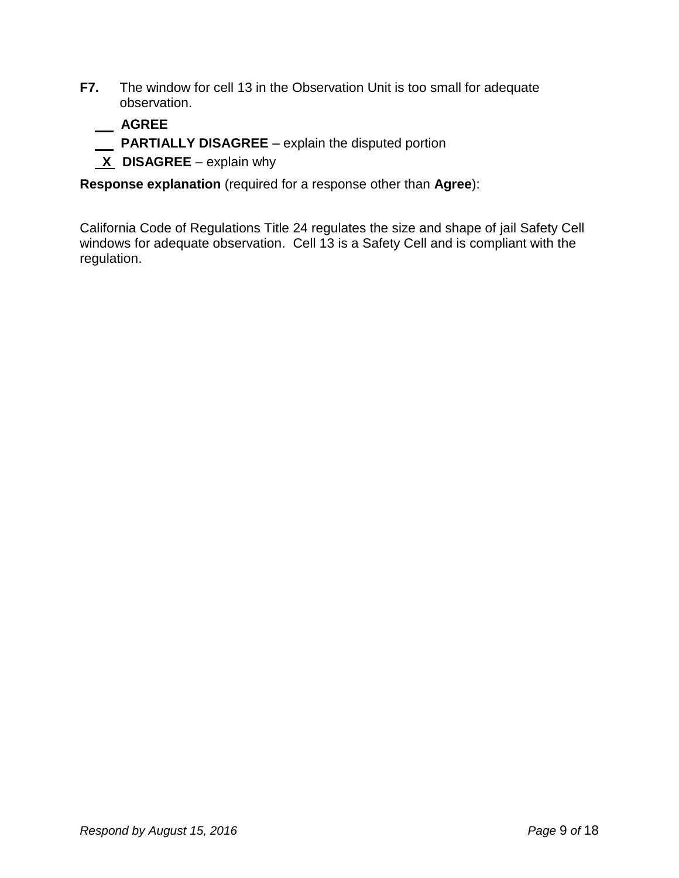**F7.** The window for cell 13 in the Observation Unit is too small for adequate observation.

\_\_ **AGREE**

\_\_ **PARTIALLY DISAGREE** – explain the disputed portion

_X_ **DISAGREE** – explain why

**Response explanation** (required for a response other than **Agree**):

California Code of Regulations Title 24 regulates the size and shape of jail Safety Cell windows for adequate observation. Cell 13 is a Safety Cell and is compliant with the regulation.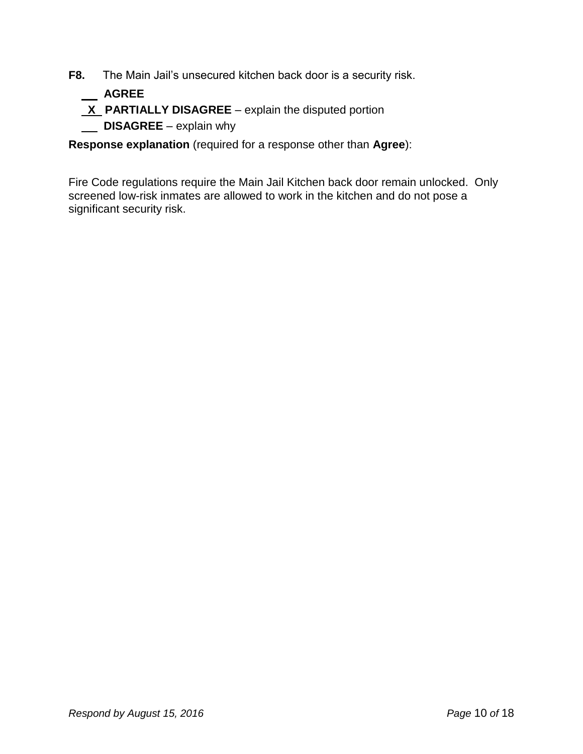**F8.** The Main Jail's unsecured kitchen back door is a security risk.

\_\_\_ **AGREE**

\_X\_ **PARTIALLY DISAGREE** – explain the disputed portion

\_\_\_ **DISAGREE** – explain why

**Response explanation** (required for a response other than **Agree**):

Fire Code regulations require the Main Jail Kitchen back door remain unlocked. Only screened low-risk inmates are allowed to work in the kitchen and do not pose a significant security risk.

*Respond by August 15, 2016*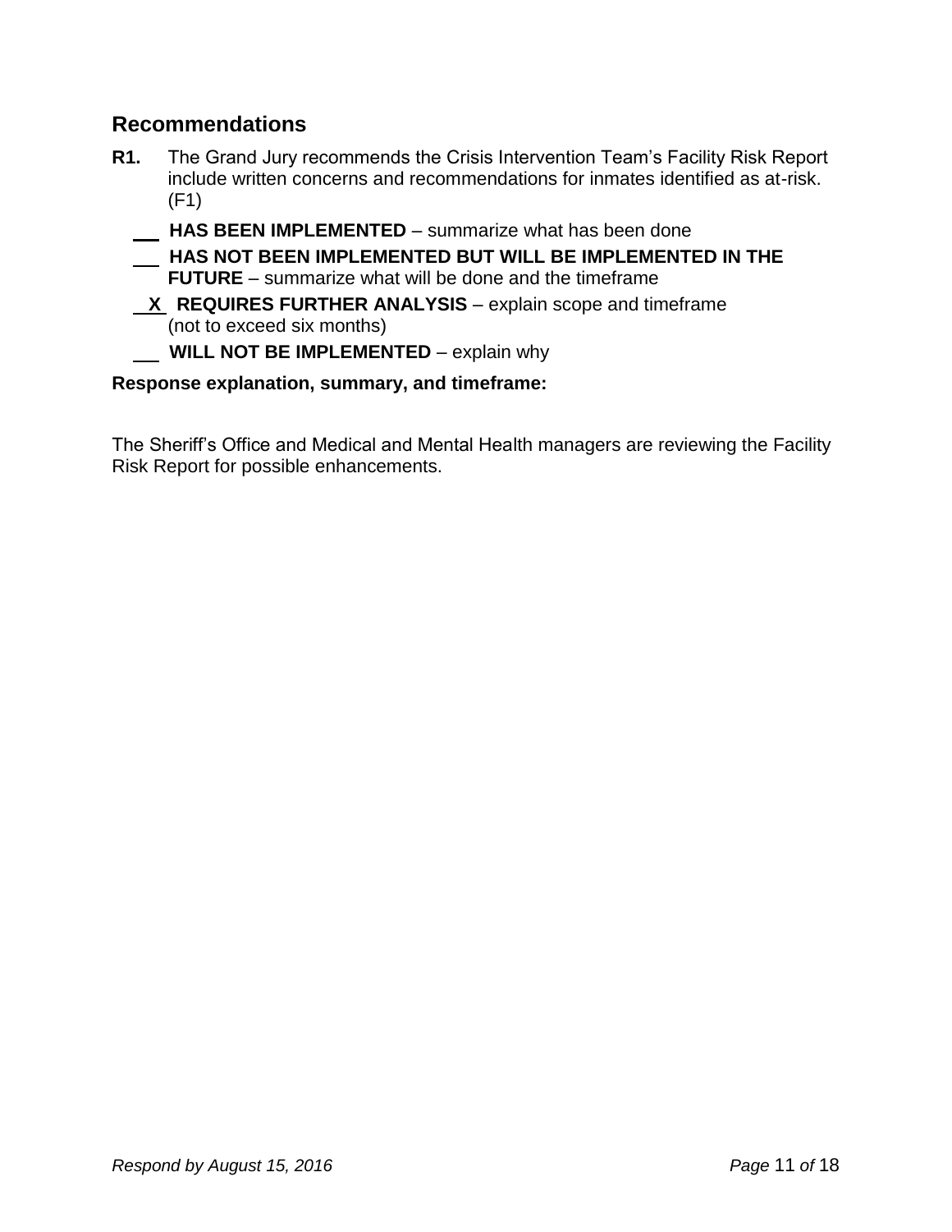## Recommendations

**R1.** The Grand Jury recommends the Crisis Intervention Team's Facility Risk Report include written concerns and recommendations for inmates identified as at-risk. (F1)

\_\_\_ **HAS BEEN IMPLEMENTED** – summarize what has been done

\_\_\_ **HAS NOT BEEN IMPLEMENTED BUT WILL BE IMPLEMENTED IN THE FUTURE** – summarize what will be done and the timeframe

\_X\_ **REQUIRES FURTHER ANALYSIS** – explain scope and timeframe (not to exceed six months)

\_\_\_ **WILL NOT BE IMPLEMENTED** – explain why

**Response explanation, summary, and timeframe:**

The Sheriff's Office and Medical and Mental Health managers are reviewing the Facility Risk Report for possible enhancements.

*Respond by August 15, 2016*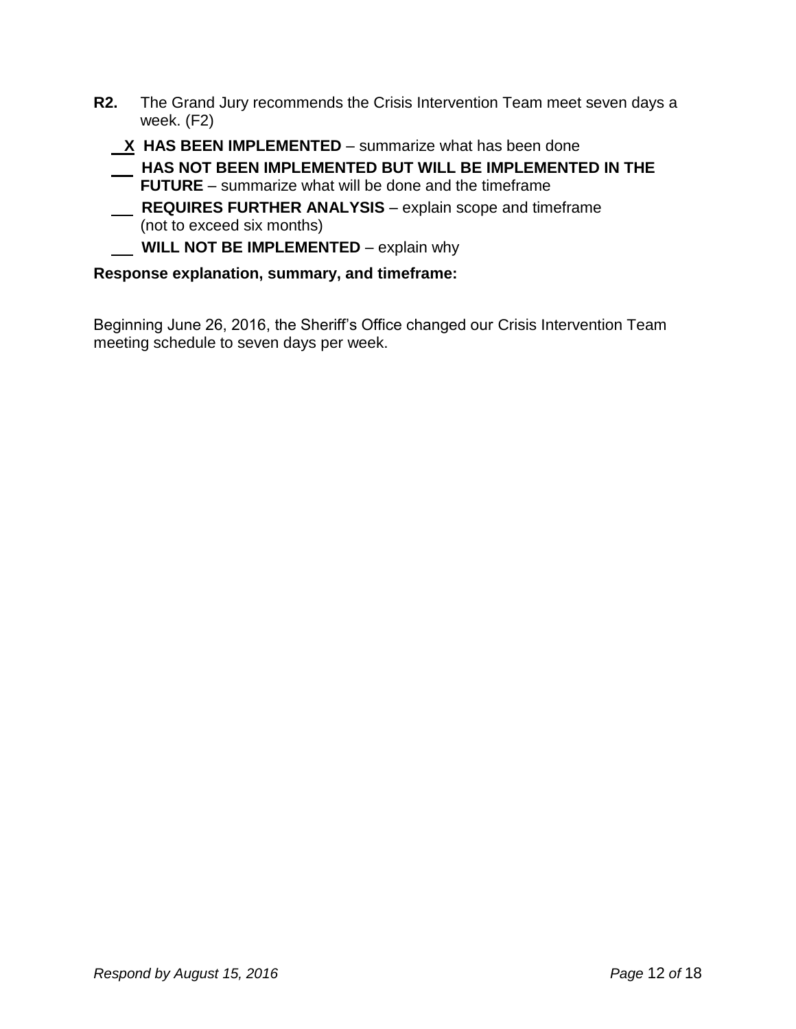**R2.** The Grand Jury recommends the Crisis Intervention Team meet seven days a week. (F2)

__X__ **HAS BEEN IMPLEMENTED** – summarize what has been done

___ **HAS NOT BEEN IMPLEMENTED BUT WILL BE IMPLEMENTED IN THE FUTURE** – summarize what will be done and the timeframe

___ **REQUIRES FURTHER ANALYSIS** – explain scope and timeframe (not to exceed six months)

___ **WILL NOT BE IMPLEMENTED** – explain why

**Response explanation, summary, and timeframe:**

Beginning June 26, 2016, the Sheriff's Office changed our Crisis Intervention Team meeting schedule to seven days per week.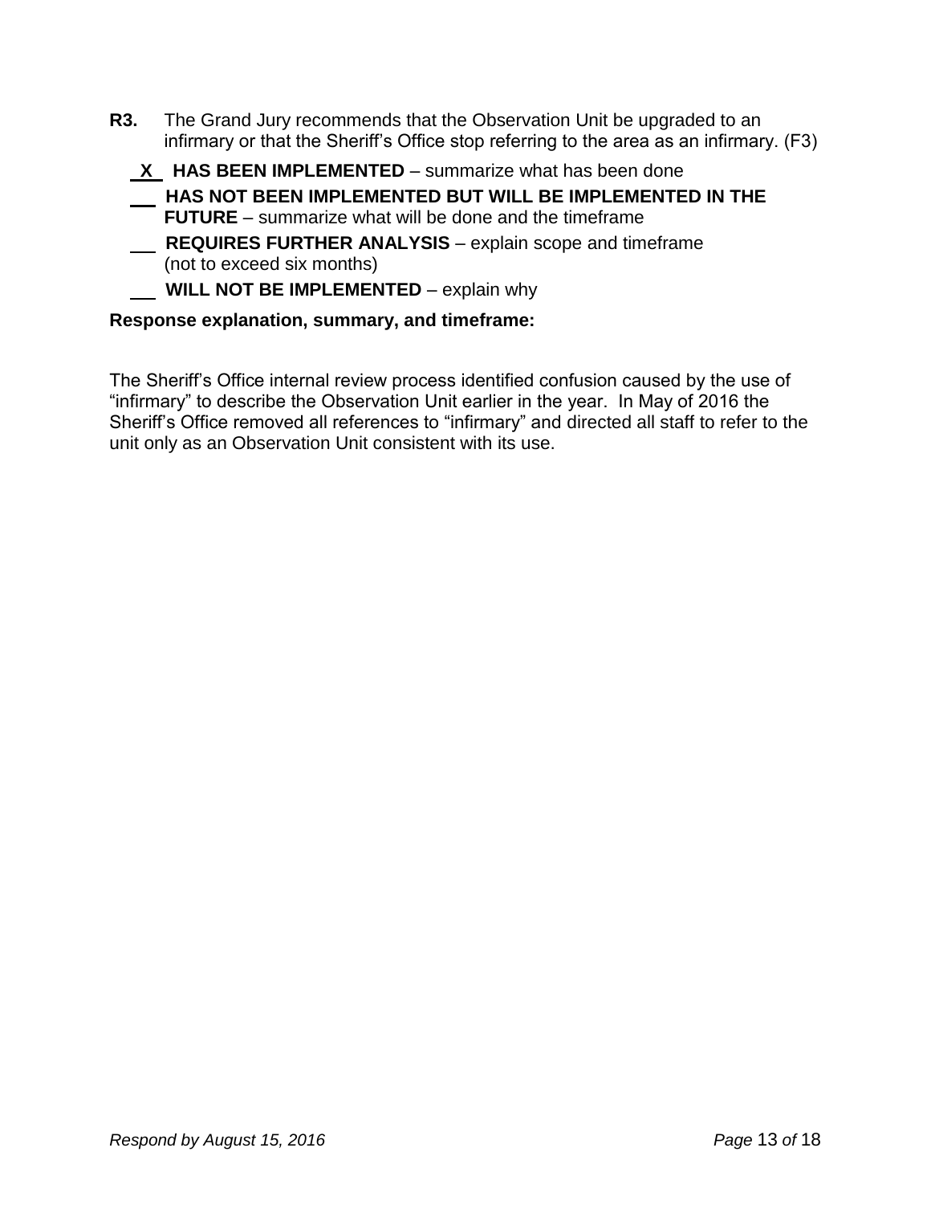**R3.** The Grand Jury recommends that the Observation Unit be upgraded to an infirmary or that the Sheriff's Office stop referring to the area as an infirmary. (F3)

\_X\_ **HAS BEEN IMPLEMENTED** – summarize what has been done

\_\_\_ **HAS NOT BEEN IMPLEMENTED BUT WILL BE IMPLEMENTED IN THE FUTURE** – summarize what will be done and the timeframe

\_\_\_ **REQUIRES FURTHER ANALYSIS** – explain scope and timeframe (not to exceed six months)

\_\_\_ **WILL NOT BE IMPLEMENTED** – explain why

**Response explanation, summary, and timeframe:**

The Sheriff's Office internal review process identified confusion caused by the use of "infirmary" to describe the Observation Unit earlier in the year. In May of 2016 the Sheriff's Office removed all references to "infirmary" and directed all staff to refer to the unit only as an Observation Unit consistent with its use.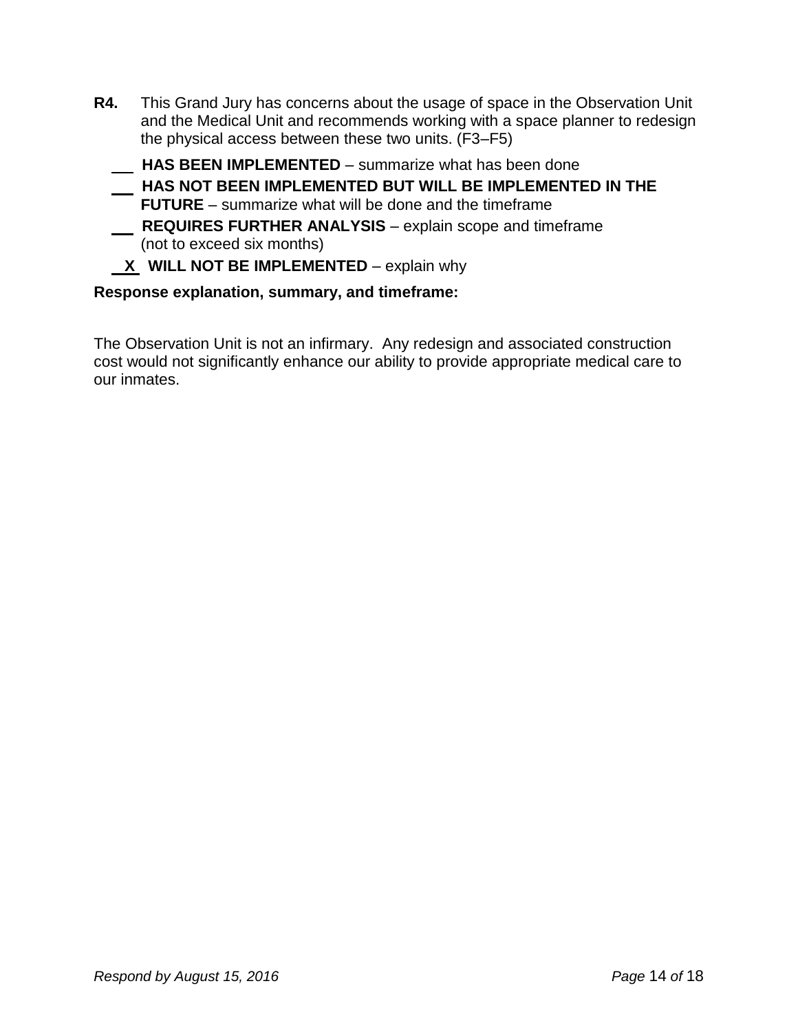**R4.** This Grand Jury has concerns about the usage of space in the Observation Unit and the Medical Unit and recommends working with a space planner to redesign the physical access between these two units. (F3–F5)

\_\_ **HAS BEEN IMPLEMENTED** – summarize what has been done

\_\_ **HAS NOT BEEN IMPLEMENTED BUT WILL BE IMPLEMENTED IN THE FUTURE** – summarize what will be done and the timeframe

\_\_ **REQUIRES FURTHER ANALYSIS** – explain scope and timeframe (not to exceed six months)

_X_ **WILL NOT BE IMPLEMENTED** – explain why

**Response explanation, summary, and timeframe:**

The Observation Unit is not an infirmary. Any redesign and associated construction cost would not significantly enhance our ability to provide appropriate medical care to our inmates.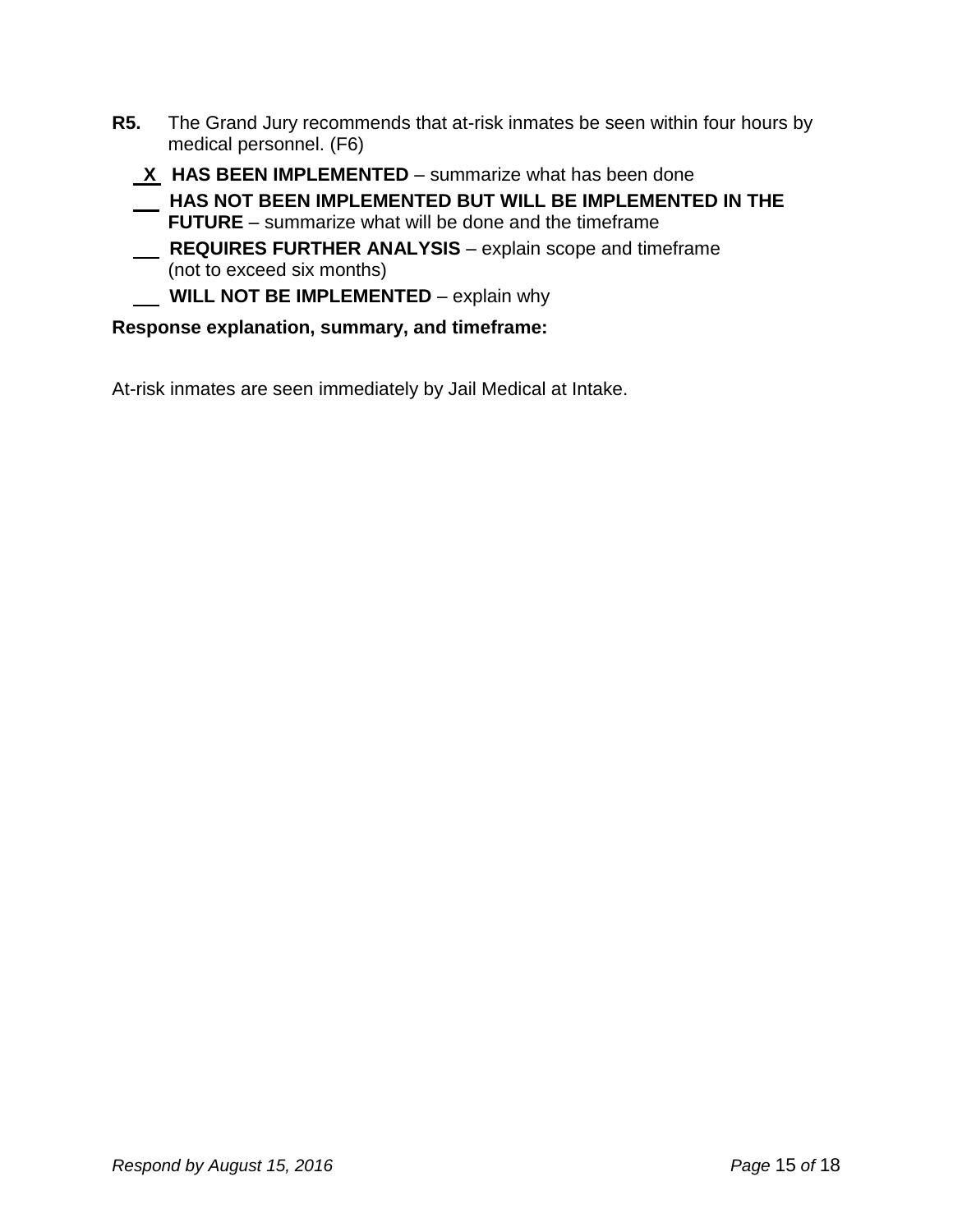**R5.** The Grand Jury recommends that at-risk inmates be seen within four hours by medical personnel. (F6)

**X** **HAS BEEN IMPLEMENTED** – summarize what has been done

___ **HAS NOT BEEN IMPLEMENTED BUT WILL BE IMPLEMENTED IN THE FUTURE** – summarize what will be done and the timeframe

___ **REQUIRES FURTHER ANALYSIS** – explain scope and timeframe (not to exceed six months)

___ **WILL NOT BE IMPLEMENTED** – explain why

**Response explanation, summary, and timeframe:**

At-risk inmates are seen immediately by Jail Medical at Intake.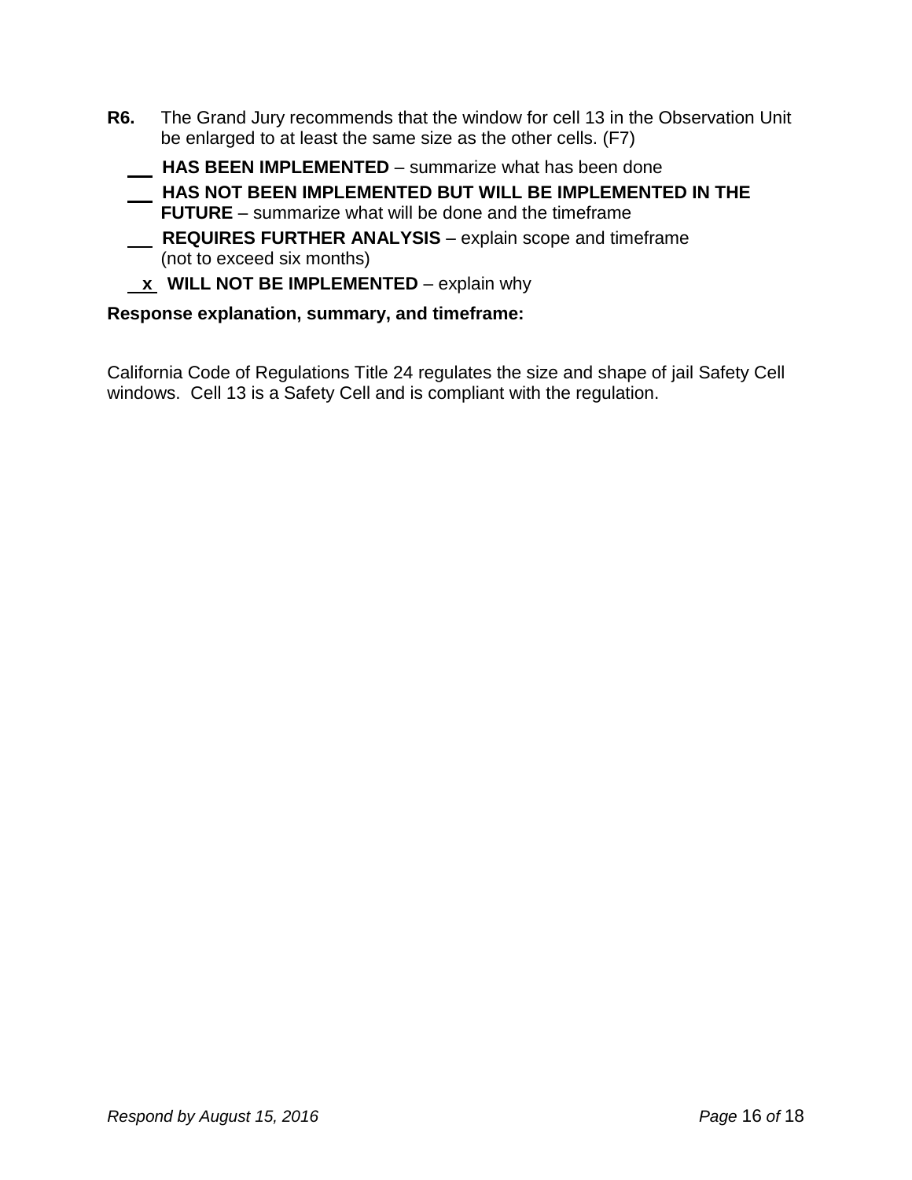**R6.** The Grand Jury recommends that the window for cell 13 in the Observation Unit be enlarged to at least the same size as the other cells. (F7)

\_\_\_ **HAS BEEN IMPLEMENTED** – summarize what has been done

\_\_\_ **HAS NOT BEEN IMPLEMENTED BUT WILL BE IMPLEMENTED IN THE FUTURE** – summarize what will be done and the timeframe

\_\_\_ **REQUIRES FURTHER ANALYSIS** – explain scope and timeframe (not to exceed six months)

\_x\_ **WILL NOT BE IMPLEMENTED** – explain why

**Response explanation, summary, and timeframe:**

California Code of Regulations Title 24 regulates the size and shape of jail Safety Cell windows. Cell 13 is a Safety Cell and is compliant with the regulation.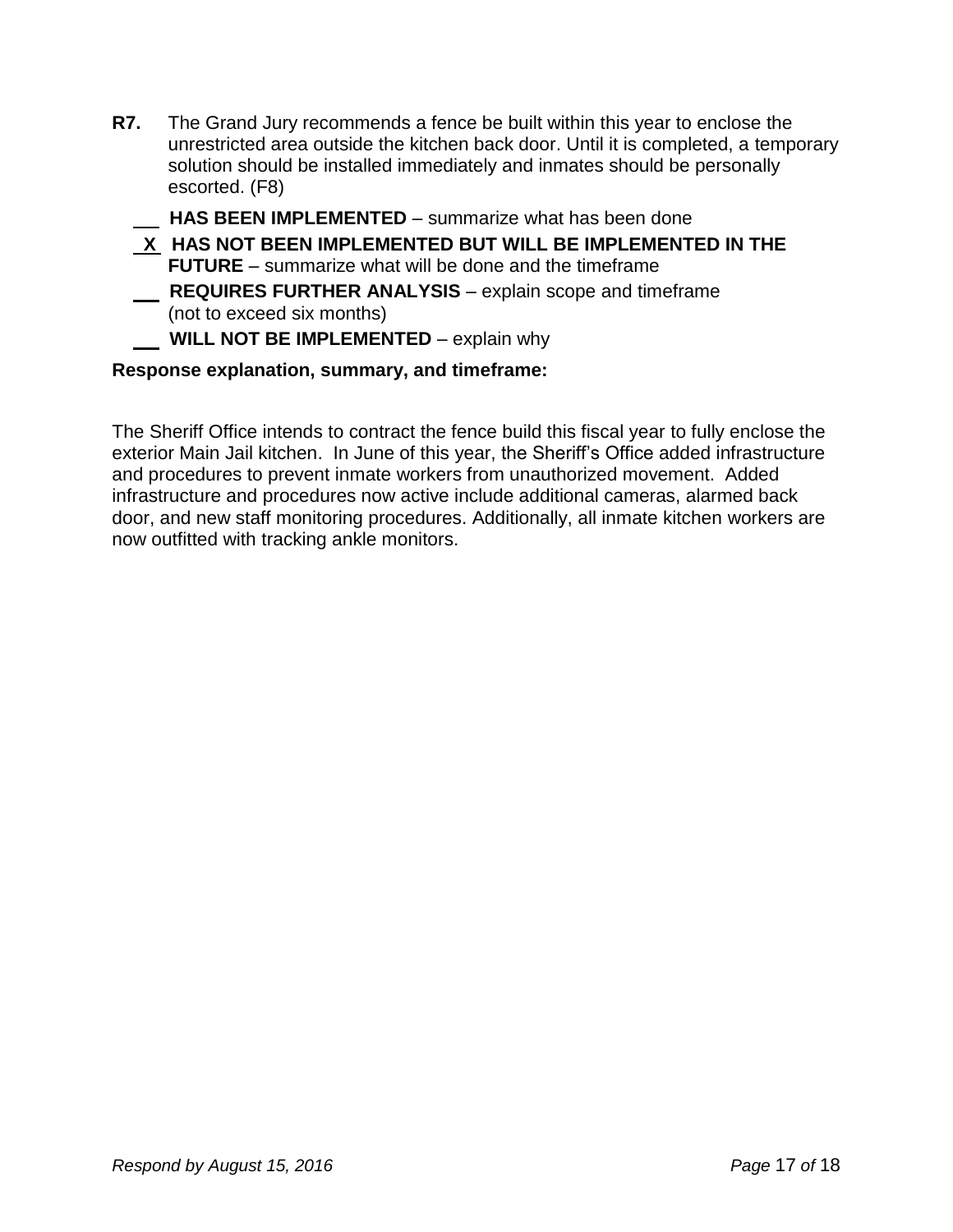**R7.** The Grand Jury recommends a fence be built within this year to enclose the unrestricted area outside the kitchen back door. Until it is completed, a temporary solution should be installed immediately and inmates should be personally escorted. (F8)

\_\_\_ **HAS BEEN IMPLEMENTED** – summarize what has been done

_X_ **HAS NOT BEEN IMPLEMENTED BUT WILL BE IMPLEMENTED IN THE FUTURE** – summarize what will be done and the timeframe

\_\_\_ **REQUIRES FURTHER ANALYSIS** – explain scope and timeframe (not to exceed six months)

\_\_\_ **WILL NOT BE IMPLEMENTED** – explain why

**Response explanation, summary, and timeframe:**

The Sheriff Office intends to contract the fence build this fiscal year to fully enclose the exterior Main Jail kitchen. In June of this year, the Sheriff's Office added infrastructure and procedures to prevent inmate workers from unauthorized movement. Added infrastructure and procedures now active include additional cameras, alarmed back door, and new staff monitoring procedures. Additionally, all inmate kitchen workers are now outfitted with tracking ankle monitors.

*Respond by August 15, 2016*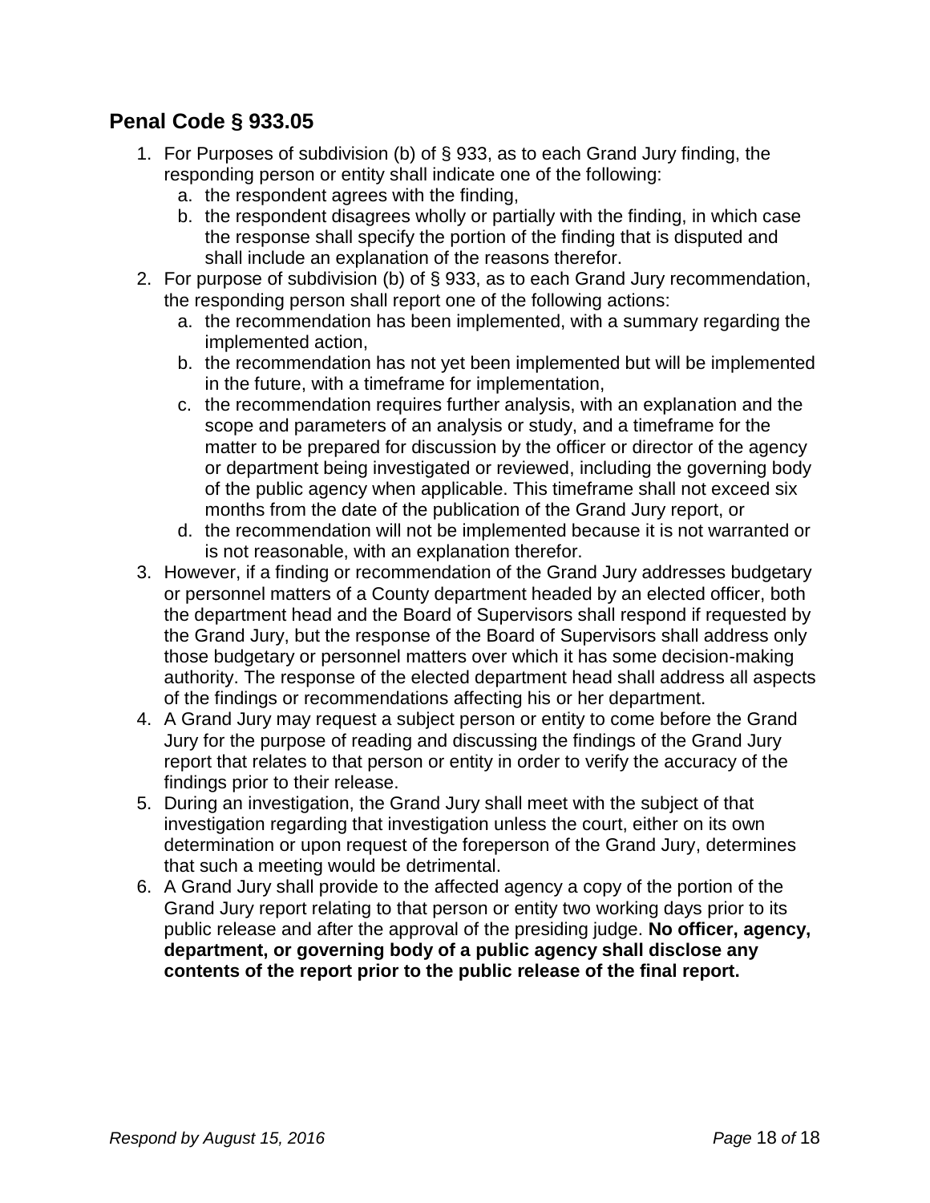## Penal Code § 933.05

1. For Purposes of subdivision (b) of § 933, as to each Grand Jury finding, the responding person or entity shall indicate one of the following:
   a. the respondent agrees with the finding,
   b. the respondent disagrees wholly or partially with the finding, in which case the response shall specify the portion of the finding that is disputed and shall include an explanation of the reasons therefor.
2. For purpose of subdivision (b) of § 933, as to each Grand Jury recommendation, the responding person shall report one of the following actions:
   a. the recommendation has been implemented, with a summary regarding the implemented action,
   b. the recommendation has not yet been implemented but will be implemented in the future, with a timeframe for implementation,
   c. the recommendation requires further analysis, with an explanation and the scope and parameters of an analysis or study, and a timeframe for the matter to be prepared for discussion by the officer or director of the agency or department being investigated or reviewed, including the governing body of the public agency when applicable. This timeframe shall not exceed six months from the date of the publication of the Grand Jury report, or
   d. the recommendation will not be implemented because it is not warranted or is not reasonable, with an explanation therefor.
3. However, if a finding or recommendation of the Grand Jury addresses budgetary or personnel matters of a County department headed by an elected officer, both the department head and the Board of Supervisors shall respond if requested by the Grand Jury, but the response of the Board of Supervisors shall address only those budgetary or personnel matters over which it has some decision-making authority. The response of the elected department head shall address all aspects of the findings or recommendations affecting his or her department.
4. A Grand Jury may request a subject person or entity to come before the Grand Jury for the purpose of reading and discussing the findings of the Grand Jury report that relates to that person or entity in order to verify the accuracy of the findings prior to their release.
5. During an investigation, the Grand Jury shall meet with the subject of that investigation regarding that investigation unless the court, either on its own determination or upon request of the foreperson of the Grand Jury, determines that such a meeting would be detrimental.
6. A Grand Jury shall provide to the affected agency a copy of the portion of the Grand Jury report relating to that person or entity two working days prior to its public release and after the approval of the presiding judge. **No officer, agency, department, or governing body of a public agency shall disclose any contents of the report prior to the public release of the final report.**